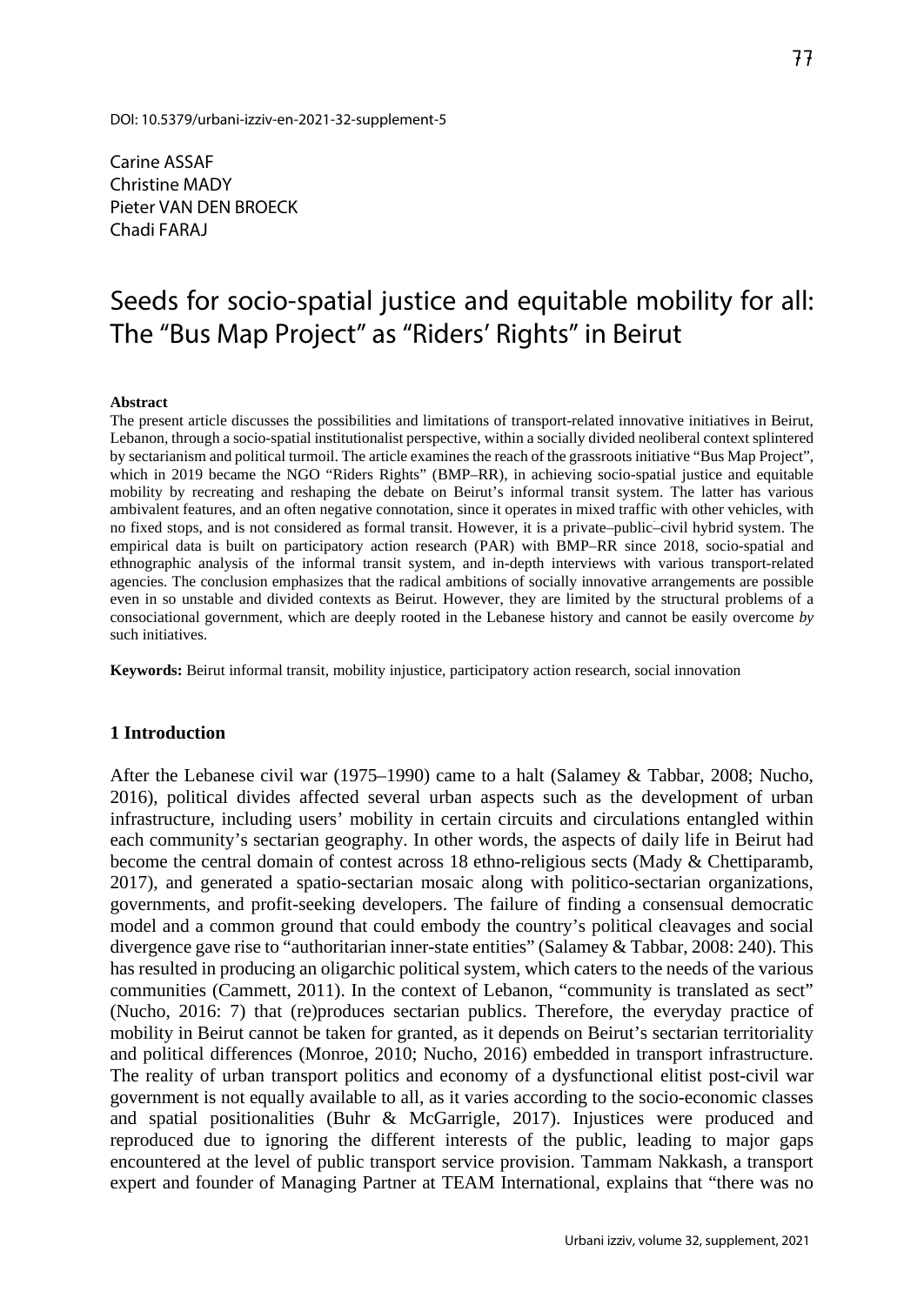DOI: 10.5379/urbani-izziv-en-2021-32-supplement-5

Carine ASSAF
Christine MADY
Pieter VAN DEN BROECK
Chadi FARAJ

# Seeds for socio-spatial justice and equitable mobility for all: The "Bus Map Project" as "Riders' Rights" in Beirut

**Abstract**

The present article discusses the possibilities and limitations of transport-related innovative initiatives in Beirut, Lebanon, through a socio-spatial institutionalist perspective, within a socially divided neoliberal context splintered by sectarianism and political turmoil. The article examines the reach of the grassroots initiative "Bus Map Project", which in 2019 became the NGO "Riders Rights" (BMP–RR), in achieving socio-spatial justice and equitable mobility by recreating and reshaping the debate on Beirut's informal transit system. The latter has various ambivalent features, and an often negative connotation, since it operates in mixed traffic with other vehicles, with no fixed stops, and is not considered as formal transit. However, it is a private–public–civil hybrid system. The empirical data is built on participatory action research (PAR) with BMP–RR since 2018, socio-spatial and ethnographic analysis of the informal transit system, and in-depth interviews with various transport-related agencies. The conclusion emphasizes that the radical ambitions of socially innovative arrangements are possible even in so unstable and divided contexts as Beirut. However, they are limited by the structural problems of a consociational government, which are deeply rooted in the Lebanese history and cannot be easily overcome *by* such initiatives.

**Keywords:** Beirut informal transit, mobility injustice, participatory action research, social innovation

## 1 Introduction

After the Lebanese civil war (1975–1990) came to a halt (Salamey & Tabbar, 2008; Nucho, 2016), political divides affected several urban aspects such as the development of urban infrastructure, including users' mobility in certain circuits and circulations entangled within each community's sectarian geography. In other words, the aspects of daily life in Beirut had become the central domain of contest across 18 ethno-religious sects (Mady & Chettiparamb, 2017), and generated a spatio-sectarian mosaic along with politico-sectarian organizations, governments, and profit-seeking developers. The failure of finding a consensual democratic model and a common ground that could embody the country's political cleavages and social divergence gave rise to "authoritarian inner-state entities" (Salamey & Tabbar, 2008: 240). This has resulted in producing an oligarchic political system, which caters to the needs of the various communities (Cammett, 2011). In the context of Lebanon, "community is translated as sect" (Nucho, 2016: 7) that (re)produces sectarian publics. Therefore, the everyday practice of mobility in Beirut cannot be taken for granted, as it depends on Beirut's sectarian territoriality and political differences (Monroe, 2010; Nucho, 2016) embedded in transport infrastructure. The reality of urban transport politics and economy of a dysfunctional elitist post-civil war government is not equally available to all, as it varies according to the socio-economic classes and spatial positionalities (Buhr & McGarrigle, 2017). Injustices were produced and reproduced due to ignoring the different interests of the public, leading to major gaps encountered at the level of public transport service provision. Tammam Nakkash, a transport expert and founder of Managing Partner at TEAM International, explains that "there was no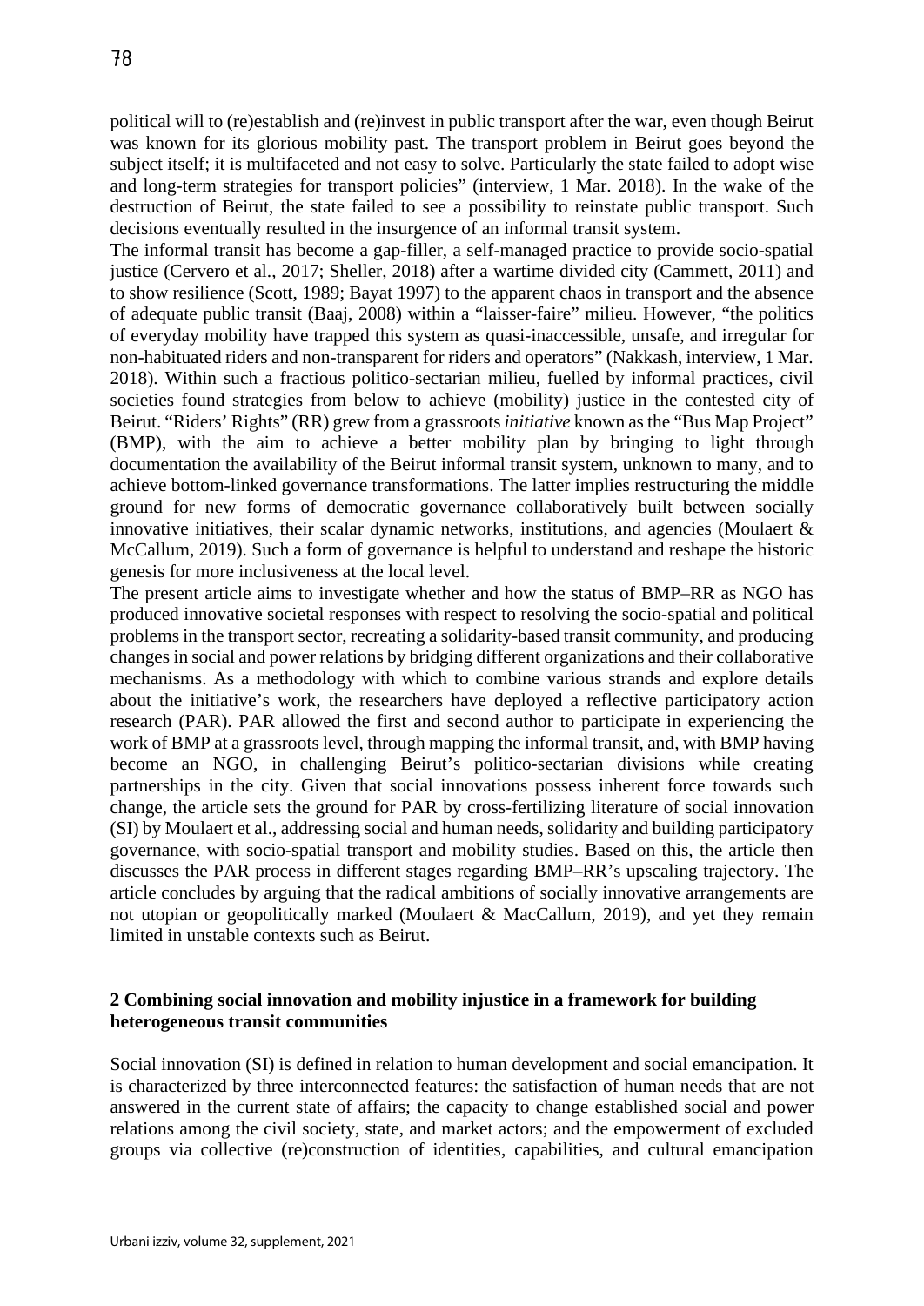political will to (re)establish and (re)invest in public transport after the war, even though Beirut was known for its glorious mobility past. The transport problem in Beirut goes beyond the subject itself; it is multifaceted and not easy to solve. Particularly the state failed to adopt wise and long-term strategies for transport policies" (interview, 1 Mar. 2018). In the wake of the destruction of Beirut, the state failed to see a possibility to reinstate public transport. Such decisions eventually resulted in the insurgence of an informal transit system.

The informal transit has become a gap-filler, a self-managed practice to provide socio-spatial justice (Cervero et al., 2017; Sheller, 2018) after a wartime divided city (Cammett, 2011) and to show resilience (Scott, 1989; Bayat 1997) to the apparent chaos in transport and the absence of adequate public transit (Baaj, 2008) within a "laisser-faire" milieu. However, "the politics of everyday mobility have trapped this system as quasi-inaccessible, unsafe, and irregular for non-habituated riders and non-transparent for riders and operators" (Nakkash, interview, 1 Mar. 2018). Within such a fractious politico-sectarian milieu, fuelled by informal practices, civil societies found strategies from below to achieve (mobility) justice in the contested city of Beirut. "Riders' Rights" (RR) grew from a grassroots *initiative* known as the "Bus Map Project" (BMP), with the aim to achieve a better mobility plan by bringing to light through documentation the availability of the Beirut informal transit system, unknown to many, and to achieve bottom-linked governance transformations. The latter implies restructuring the middle ground for new forms of democratic governance collaboratively built between socially innovative initiatives, their scalar dynamic networks, institutions, and agencies (Moulaert & McCallum, 2019). Such a form of governance is helpful to understand and reshape the historic genesis for more inclusiveness at the local level.

The present article aims to investigate whether and how the status of BMP–RR as NGO has produced innovative societal responses with respect to resolving the socio-spatial and political problems in the transport sector, recreating a solidarity-based transit community, and producing changes in social and power relations by bridging different organizations and their collaborative mechanisms. As a methodology with which to combine various strands and explore details about the initiative's work, the researchers have deployed a reflective participatory action research (PAR). PAR allowed the first and second author to participate in experiencing the work of BMP at a grassroots level, through mapping the informal transit, and, with BMP having become an NGO, in challenging Beirut's politico-sectarian divisions while creating partnerships in the city. Given that social innovations possess inherent force towards such change, the article sets the ground for PAR by cross-fertilizing literature of social innovation (SI) by Moulaert et al., addressing social and human needs, solidarity and building participatory governance, with socio-spatial transport and mobility studies. Based on this, the article then discusses the PAR process in different stages regarding BMP–RR's upscaling trajectory. The article concludes by arguing that the radical ambitions of socially innovative arrangements are not utopian or geopolitically marked (Moulaert & MacCallum, 2019), and yet they remain limited in unstable contexts such as Beirut.

## 2 Combining social innovation and mobility injustice in a framework for building heterogeneous transit communities

Social innovation (SI) is defined in relation to human development and social emancipation. It is characterized by three interconnected features: the satisfaction of human needs that are not answered in the current state of affairs; the capacity to change established social and power relations among the civil society, state, and market actors; and the empowerment of excluded groups via collective (re)construction of identities, capabilities, and cultural emancipation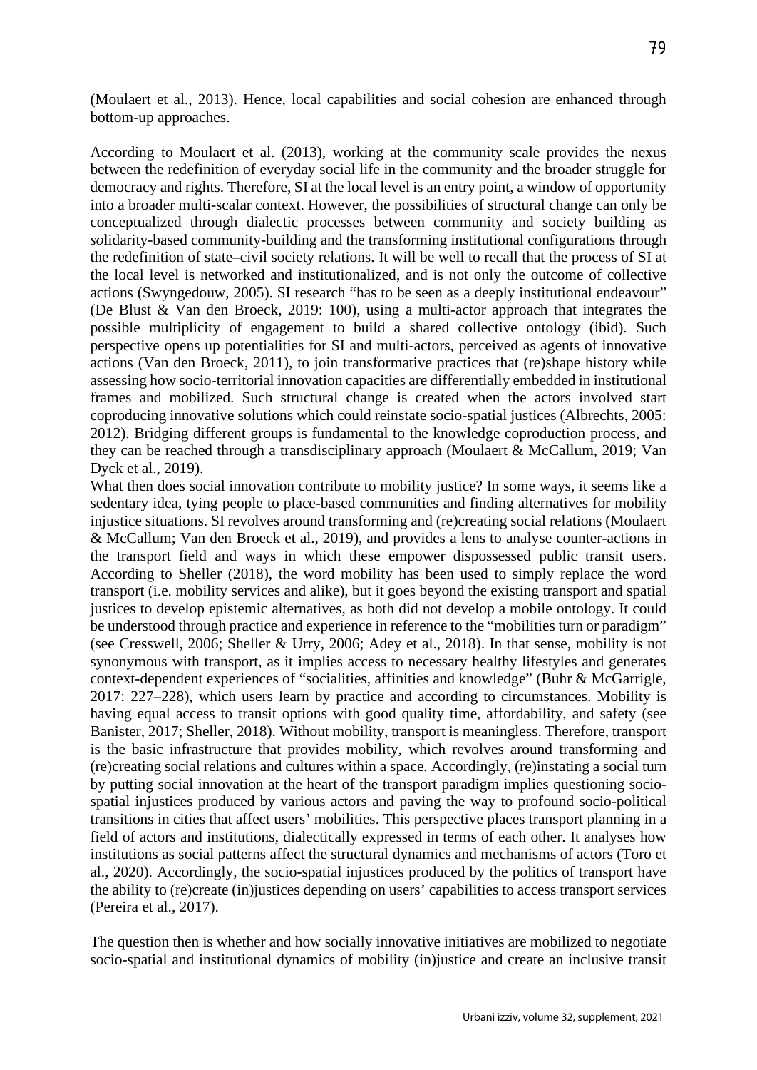(Moulaert et al., 2013). Hence, local capabilities and social cohesion are enhanced through bottom-up approaches.

According to Moulaert et al. (2013), working at the community scale provides the nexus between the redefinition of everyday social life in the community and the broader struggle for democracy and rights. Therefore, SI at the local level is an entry point, a window of opportunity into a broader multi-scalar context. However, the possibilities of structural change can only be conceptualized through dialectic processes between community and society building as solidarity-based community-building and the transforming institutional configurations through the redefinition of state–civil society relations. It will be well to recall that the process of SI at the local level is networked and institutionalized, and is not only the outcome of collective actions (Swyngedouw, 2005). SI research "has to be seen as a deeply institutional endeavour" (De Blust & Van den Broeck, 2019: 100), using a multi-actor approach that integrates the possible multiplicity of engagement to build a shared collective ontology (ibid). Such perspective opens up potentialities for SI and multi-actors, perceived as agents of innovative actions (Van den Broeck, 2011), to join transformative practices that (re)shape history while assessing how socio-territorial innovation capacities are differentially embedded in institutional frames and mobilized. Such structural change is created when the actors involved start coproducing innovative solutions which could reinstate socio-spatial justices (Albrechts, 2005: 2012). Bridging different groups is fundamental to the knowledge coproduction process, and they can be reached through a transdisciplinary approach (Moulaert & McCallum, 2019; Van Dyck et al., 2019).

What then does social innovation contribute to mobility justice? In some ways, it seems like a sedentary idea, tying people to place-based communities and finding alternatives for mobility injustice situations. SI revolves around transforming and (re)creating social relations (Moulaert & McCallum; Van den Broeck et al., 2019), and provides a lens to analyse counter-actions in the transport field and ways in which these empower dispossessed public transit users. According to Sheller (2018), the word mobility has been used to simply replace the word transport (i.e. mobility services and alike), but it goes beyond the existing transport and spatial justices to develop epistemic alternatives, as both did not develop a mobile ontology. It could be understood through practice and experience in reference to the "mobilities turn or paradigm" (see Cresswell, 2006; Sheller & Urry, 2006; Adey et al., 2018). In that sense, mobility is not synonymous with transport, as it implies access to necessary healthy lifestyles and generates context-dependent experiences of "socialities, affinities and knowledge" (Buhr & McGarrigle, 2017: 227–228), which users learn by practice and according to circumstances. Mobility is having equal access to transit options with good quality time, affordability, and safety (see Banister, 2017; Sheller, 2018). Without mobility, transport is meaningless. Therefore, transport is the basic infrastructure that provides mobility, which revolves around transforming and (re)creating social relations and cultures within a space. Accordingly, (re)instating a social turn by putting social innovation at the heart of the transport paradigm implies questioning socio-spatial injustices produced by various actors and paving the way to profound socio-political transitions in cities that affect users' mobilities. This perspective places transport planning in a field of actors and institutions, dialectically expressed in terms of each other. It analyses how institutions as social patterns affect the structural dynamics and mechanisms of actors (Toro et al., 2020). Accordingly, the socio-spatial injustices produced by the politics of transport have the ability to (re)create (in)justices depending on users' capabilities to access transport services (Pereira et al., 2017).

The question then is whether and how socially innovative initiatives are mobilized to negotiate socio-spatial and institutional dynamics of mobility (in)justice and create an inclusive transit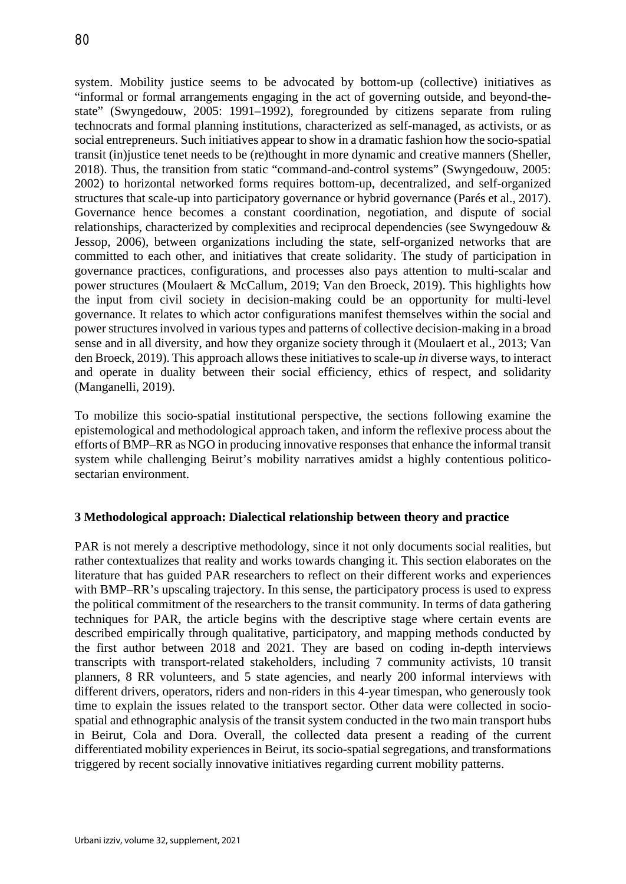system. Mobility justice seems to be advocated by bottom-up (collective) initiatives as "informal or formal arrangements engaging in the act of governing outside, and beyond-the-state" (Swyngedouw, 2005: 1991–1992), foregrounded by citizens separate from ruling technocrats and formal planning institutions, characterized as self-managed, as activists, or as social entrepreneurs. Such initiatives appear to show in a dramatic fashion how the socio-spatial transit (in)justice tenet needs to be (re)thought in more dynamic and creative manners (Sheller, 2018). Thus, the transition from static "command-and-control systems" (Swyngedouw, 2005: 2002) to horizontal networked forms requires bottom-up, decentralized, and self-organized structures that scale-up into participatory governance or hybrid governance (Parés et al., 2017). Governance hence becomes a constant coordination, negotiation, and dispute of social relationships, characterized by complexities and reciprocal dependencies (see Swyngedouw & Jessop, 2006), between organizations including the state, self-organized networks that are committed to each other, and initiatives that create solidarity. The study of participation in governance practices, configurations, and processes also pays attention to multi-scalar and power structures (Moulaert & McCallum, 2019; Van den Broeck, 2019). This highlights how the input from civil society in decision-making could be an opportunity for multi-level governance. It relates to which actor configurations manifest themselves within the social and power structures involved in various types and patterns of collective decision-making in a broad sense and in all diversity, and how they organize society through it (Moulaert et al., 2013; Van den Broeck, 2019). This approach allows these initiatives to scale-up *in* diverse ways, to interact and operate in duality between their social efficiency, ethics of respect, and solidarity (Manganelli, 2019).

To mobilize this socio-spatial institutional perspective, the sections following examine the epistemological and methodological approach taken, and inform the reflexive process about the efforts of BMP–RR as NGO in producing innovative responses that enhance the informal transit system while challenging Beirut's mobility narratives amidst a highly contentious politico-sectarian environment.

## 3 Methodological approach: Dialectical relationship between theory and practice

PAR is not merely a descriptive methodology, since it not only documents social realities, but rather contextualizes that reality and works towards changing it. This section elaborates on the literature that has guided PAR researchers to reflect on their different works and experiences with BMP–RR's upscaling trajectory. In this sense, the participatory process is used to express the political commitment of the researchers to the transit community. In terms of data gathering techniques for PAR, the article begins with the descriptive stage where certain events are described empirically through qualitative, participatory, and mapping methods conducted by the first author between 2018 and 2021. They are based on coding in-depth interviews transcripts with transport-related stakeholders, including 7 community activists, 10 transit planners, 8 RR volunteers, and 5 state agencies, and nearly 200 informal interviews with different drivers, operators, riders and non-riders in this 4-year timespan, who generously took time to explain the issues related to the transport sector. Other data were collected in socio-spatial and ethnographic analysis of the transit system conducted in the two main transport hubs in Beirut, Cola and Dora. Overall, the collected data present a reading of the current differentiated mobility experiences in Beirut, its socio-spatial segregations, and transformations triggered by recent socially innovative initiatives regarding current mobility patterns.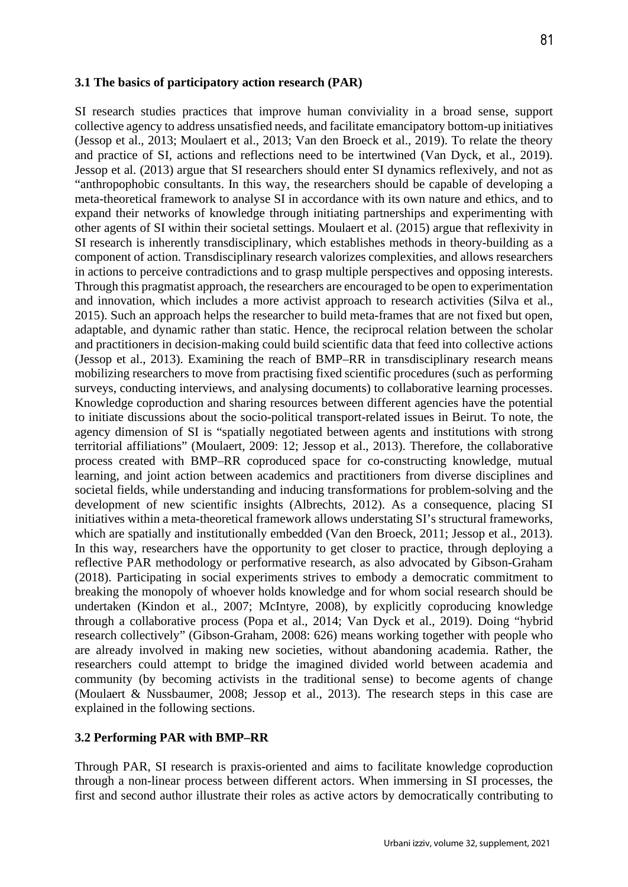### 3.1 The basics of participatory action research (PAR)

SI research studies practices that improve human conviviality in a broad sense, support collective agency to address unsatisfied needs, and facilitate emancipatory bottom-up initiatives (Jessop et al., 2013; Moulaert et al., 2013; Van den Broeck et al., 2019). To relate the theory and practice of SI, actions and reflections need to be intertwined (Van Dyck, et al., 2019). Jessop et al. (2013) argue that SI researchers should enter SI dynamics reflexively, and not as "anthropophobic consultants. In this way, the researchers should be capable of developing a meta-theoretical framework to analyse SI in accordance with its own nature and ethics, and to expand their networks of knowledge through initiating partnerships and experimenting with other agents of SI within their societal settings. Moulaert et al. (2015) argue that reflexivity in SI research is inherently transdisciplinary, which establishes methods in theory-building as a component of action. Transdisciplinary research valorizes complexities, and allows researchers in actions to perceive contradictions and to grasp multiple perspectives and opposing interests. Through this pragmatist approach, the researchers are encouraged to be open to experimentation and innovation, which includes a more activist approach to research activities (Silva et al., 2015). Such an approach helps the researcher to build meta-frames that are not fixed but open, adaptable, and dynamic rather than static. Hence, the reciprocal relation between the scholar and practitioners in decision-making could build scientific data that feed into collective actions (Jessop et al., 2013). Examining the reach of BMP–RR in transdisciplinary research means mobilizing researchers to move from practising fixed scientific procedures (such as performing surveys, conducting interviews, and analysing documents) to collaborative learning processes. Knowledge coproduction and sharing resources between different agencies have the potential to initiate discussions about the socio-political transport-related issues in Beirut. To note, the agency dimension of SI is "spatially negotiated between agents and institutions with strong territorial affiliations" (Moulaert, 2009: 12; Jessop et al., 2013). Therefore, the collaborative process created with BMP–RR coproduced space for co-constructing knowledge, mutual learning, and joint action between academics and practitioners from diverse disciplines and societal fields, while understanding and inducing transformations for problem-solving and the development of new scientific insights (Albrechts, 2012). As a consequence, placing SI initiatives within a meta-theoretical framework allows understating SI's structural frameworks, which are spatially and institutionally embedded (Van den Broeck, 2011; Jessop et al., 2013). In this way, researchers have the opportunity to get closer to practice, through deploying a reflective PAR methodology or performative research, as also advocated by Gibson-Graham (2018). Participating in social experiments strives to embody a democratic commitment to breaking the monopoly of whoever holds knowledge and for whom social research should be undertaken (Kindon et al., 2007; McIntyre, 2008), by explicitly coproducing knowledge through a collaborative process (Popa et al., 2014; Van Dyck et al., 2019). Doing "hybrid research collectively" (Gibson-Graham, 2008: 626) means working together with people who are already involved in making new societies, without abandoning academia. Rather, the researchers could attempt to bridge the imagined divided world between academia and community (by becoming activists in the traditional sense) to become agents of change (Moulaert & Nussbaumer, 2008; Jessop et al., 2013). The research steps in this case are explained in the following sections.

### 3.2 Performing PAR with BMP–RR

Through PAR, SI research is praxis-oriented and aims to facilitate knowledge coproduction through a non-linear process between different actors. When immersing in SI processes, the first and second author illustrate their roles as active actors by democratically contributing to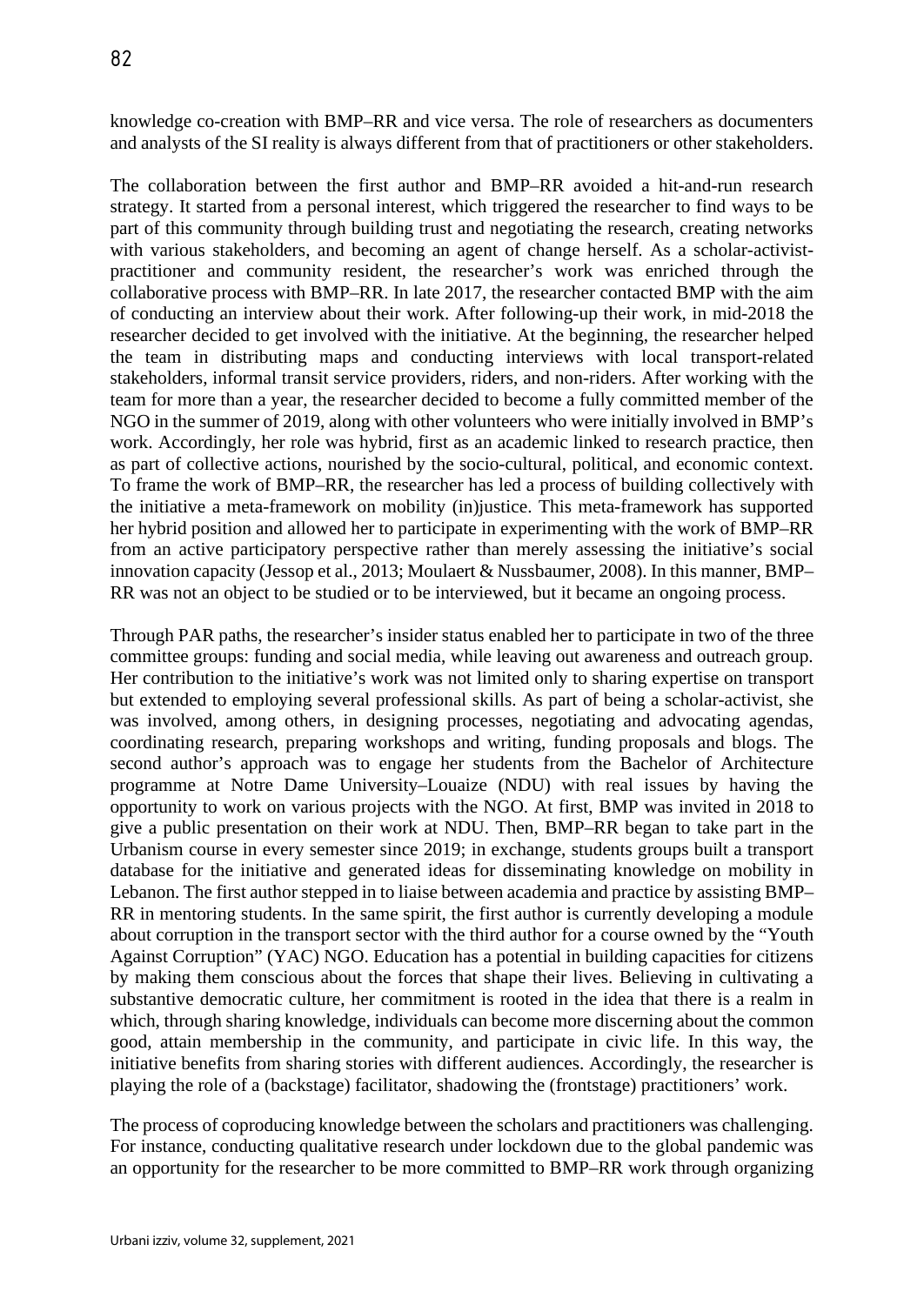knowledge co-creation with BMP–RR and vice versa. The role of researchers as documenters and analysts of the SI reality is always different from that of practitioners or other stakeholders.

The collaboration between the first author and BMP–RR avoided a hit-and-run research strategy. It started from a personal interest, which triggered the researcher to find ways to be part of this community through building trust and negotiating the research, creating networks with various stakeholders, and becoming an agent of change herself. As a scholar-activist-practitioner and community resident, the researcher's work was enriched through the collaborative process with BMP–RR. In late 2017, the researcher contacted BMP with the aim of conducting an interview about their work. After following-up their work, in mid-2018 the researcher decided to get involved with the initiative. At the beginning, the researcher helped the team in distributing maps and conducting interviews with local transport-related stakeholders, informal transit service providers, riders, and non-riders. After working with the team for more than a year, the researcher decided to become a fully committed member of the NGO in the summer of 2019, along with other volunteers who were initially involved in BMP's work. Accordingly, her role was hybrid, first as an academic linked to research practice, then as part of collective actions, nourished by the socio-cultural, political, and economic context. To frame the work of BMP–RR, the researcher has led a process of building collectively with the initiative a meta-framework on mobility (in)justice. This meta-framework has supported her hybrid position and allowed her to participate in experimenting with the work of BMP–RR from an active participatory perspective rather than merely assessing the initiative's social innovation capacity (Jessop et al., 2013; Moulaert & Nussbaumer, 2008). In this manner, BMP–RR was not an object to be studied or to be interviewed, but it became an ongoing process.

Through PAR paths, the researcher's insider status enabled her to participate in two of the three committee groups: funding and social media, while leaving out awareness and outreach group. Her contribution to the initiative's work was not limited only to sharing expertise on transport but extended to employing several professional skills. As part of being a scholar-activist, she was involved, among others, in designing processes, negotiating and advocating agendas, coordinating research, preparing workshops and writing, funding proposals and blogs. The second author's approach was to engage her students from the Bachelor of Architecture programme at Notre Dame University–Louaize (NDU) with real issues by having the opportunity to work on various projects with the NGO. At first, BMP was invited in 2018 to give a public presentation on their work at NDU. Then, BMP–RR began to take part in the Urbanism course in every semester since 2019; in exchange, students groups built a transport database for the initiative and generated ideas for disseminating knowledge on mobility in Lebanon. The first author stepped in to liaise between academia and practice by assisting BMP–RR in mentoring students. In the same spirit, the first author is currently developing a module about corruption in the transport sector with the third author for a course owned by the "Youth Against Corruption" (YAC) NGO. Education has a potential in building capacities for citizens by making them conscious about the forces that shape their lives. Believing in cultivating a substantive democratic culture, her commitment is rooted in the idea that there is a realm in which, through sharing knowledge, individuals can become more discerning about the common good, attain membership in the community, and participate in civic life. In this way, the initiative benefits from sharing stories with different audiences. Accordingly, the researcher is playing the role of a (backstage) facilitator, shadowing the (frontstage) practitioners' work.

The process of coproducing knowledge between the scholars and practitioners was challenging. For instance, conducting qualitative research under lockdown due to the global pandemic was an opportunity for the researcher to be more committed to BMP–RR work through organizing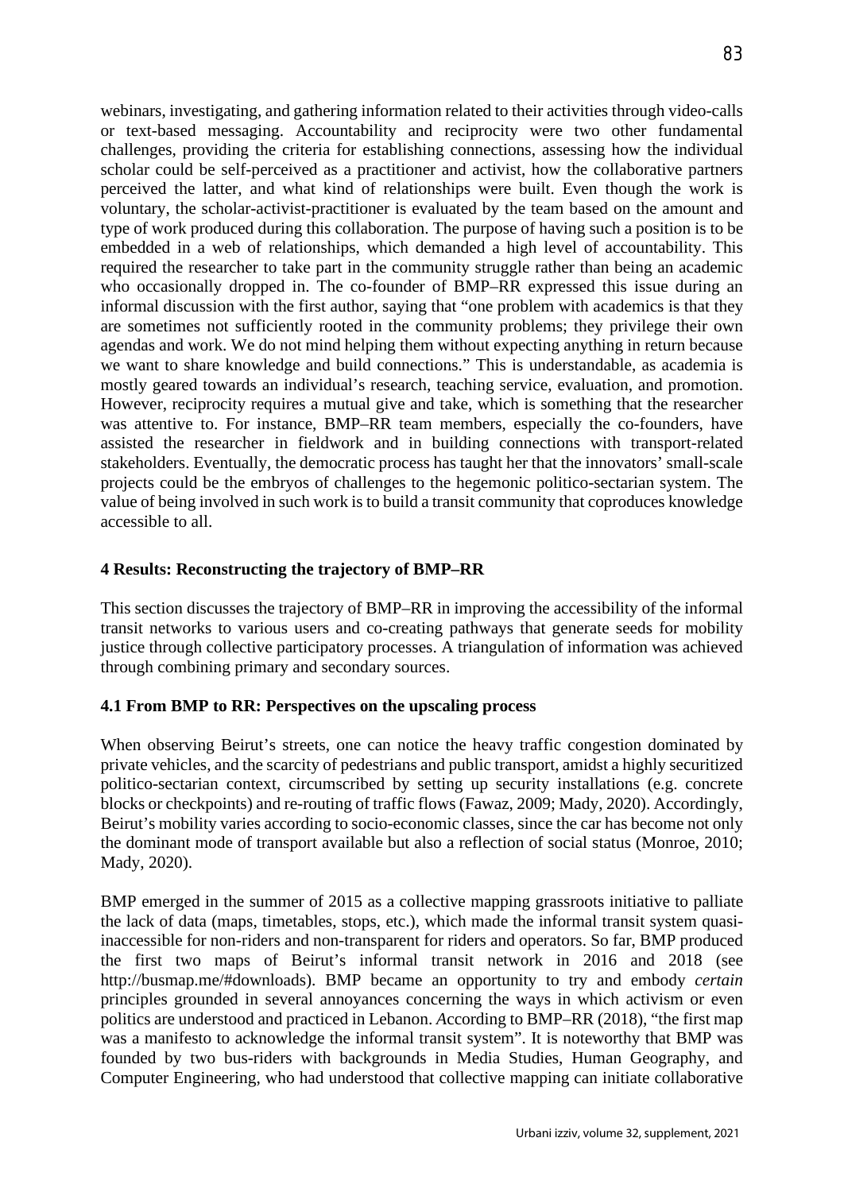webinars, investigating, and gathering information related to their activities through video-calls or text-based messaging. Accountability and reciprocity were two other fundamental challenges, providing the criteria for establishing connections, assessing how the individual scholar could be self-perceived as a practitioner and activist, how the collaborative partners perceived the latter, and what kind of relationships were built. Even though the work is voluntary, the scholar-activist-practitioner is evaluated by the team based on the amount and type of work produced during this collaboration. The purpose of having such a position is to be embedded in a web of relationships, which demanded a high level of accountability. This required the researcher to take part in the community struggle rather than being an academic who occasionally dropped in. The co-founder of BMP–RR expressed this issue during an informal discussion with the first author, saying that "one problem with academics is that they are sometimes not sufficiently rooted in the community problems; they privilege their own agendas and work. We do not mind helping them without expecting anything in return because we want to share knowledge and build connections." This is understandable, as academia is mostly geared towards an individual's research, teaching service, evaluation, and promotion. However, reciprocity requires a mutual give and take, which is something that the researcher was attentive to. For instance, BMP–RR team members, especially the co-founders, have assisted the researcher in fieldwork and in building connections with transport-related stakeholders. Eventually, the democratic process has taught her that the innovators' small-scale projects could be the embryos of challenges to the hegemonic politico-sectarian system. The value of being involved in such work is to build a transit community that coproduces knowledge accessible to all.

## 4 Results: Reconstructing the trajectory of BMP–RR

This section discusses the trajectory of BMP–RR in improving the accessibility of the informal transit networks to various users and co-creating pathways that generate seeds for mobility justice through collective participatory processes. A triangulation of information was achieved through combining primary and secondary sources.

### 4.1 From BMP to RR: Perspectives on the upscaling process

When observing Beirut's streets, one can notice the heavy traffic congestion dominated by private vehicles, and the scarcity of pedestrians and public transport, amidst a highly securitized politico-sectarian context, circumscribed by setting up security installations (e.g. concrete blocks or checkpoints) and re-routing of traffic flows (Fawaz, 2009; Mady, 2020). Accordingly, Beirut's mobility varies according to socio-economic classes, since the car has become not only the dominant mode of transport available but also a reflection of social status (Monroe, 2010; Mady, 2020).

BMP emerged in the summer of 2015 as a collective mapping grassroots initiative to palliate the lack of data (maps, timetables, stops, etc.), which made the informal transit system quasi-inaccessible for non-riders and non-transparent for riders and operators. So far, BMP produced the first two maps of Beirut's informal transit network in 2016 and 2018 (see http://busmap.me/#downloads). BMP became an opportunity to try and embody *certain* principles grounded in several annoyances concerning the ways in which activism or even politics are understood and practiced in Lebanon. According to BMP–RR (2018), "the first map was a manifesto to acknowledge the informal transit system". It is noteworthy that BMP was founded by two bus-riders with backgrounds in Media Studies, Human Geography, and Computer Engineering, who had understood that collective mapping can initiate collaborative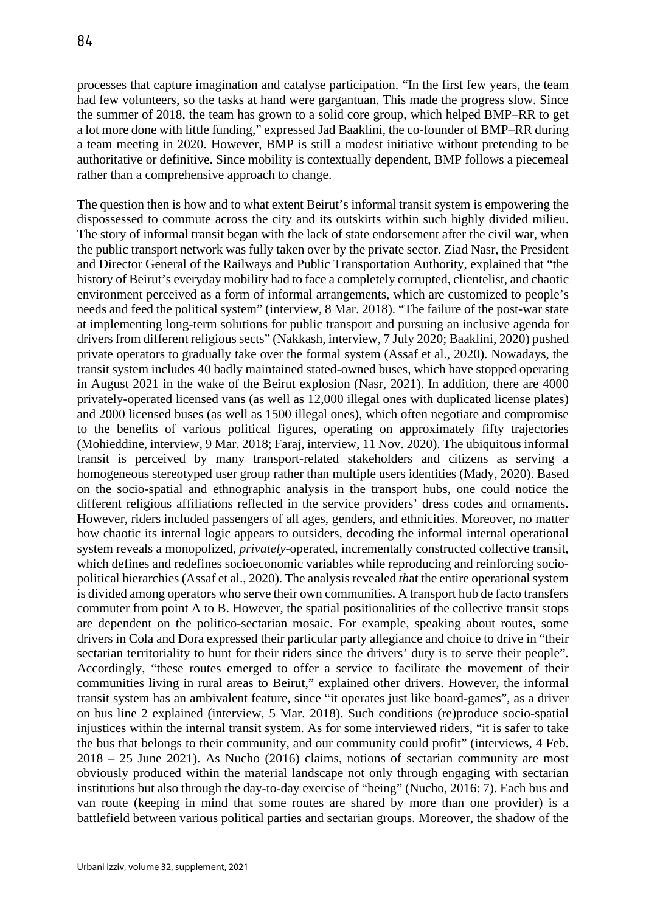processes that capture imagination and catalyse participation. "In the first few years, the team had few volunteers, so the tasks at hand were gargantuan. This made the progress slow. Since the summer of 2018, the team has grown to a solid core group, which helped BMP–RR to get a lot more done with little funding," expressed Jad Baaklini, the co-founder of BMP–RR during a team meeting in 2020. However, BMP is still a modest initiative without pretending to be authoritative or definitive. Since mobility is contextually dependent, BMP follows a piecemeal rather than a comprehensive approach to change.

The question then is how and to what extent Beirut's informal transit system is empowering the dispossessed to commute across the city and its outskirts within such highly divided milieu. The story of informal transit began with the lack of state endorsement after the civil war, when the public transport network was fully taken over by the private sector. Ziad Nasr, the President and Director General of the Railways and Public Transportation Authority, explained that "the history of Beirut's everyday mobility had to face a completely corrupted, clientelist, and chaotic environment perceived as a form of informal arrangements, which are customized to people's needs and feed the political system" (interview, 8 Mar. 2018). "The failure of the post-war state at implementing long-term solutions for public transport and pursuing an inclusive agenda for drivers from different religious sects" (Nakkash, interview, 7 July 2020; Baaklini, 2020) pushed private operators to gradually take over the formal system (Assaf et al., 2020). Nowadays, the transit system includes 40 badly maintained stated-owned buses, which have stopped operating in August 2021 in the wake of the Beirut explosion (Nasr, 2021). In addition, there are 4000 privately-operated licensed vans (as well as 12,000 illegal ones with duplicated license plates) and 2000 licensed buses (as well as 1500 illegal ones), which often negotiate and compromise to the benefits of various political figures, operating on approximately fifty trajectories (Mohieddine, interview, 9 Mar. 2018; Faraj, interview, 11 Nov. 2020). The ubiquitous informal transit is perceived by many transport-related stakeholders and citizens as serving a homogeneous stereotyped user group rather than multiple users identities (Mady, 2020). Based on the socio-spatial and ethnographic analysis in the transport hubs, one could notice the different religious affiliations reflected in the service providers' dress codes and ornaments. However, riders included passengers of all ages, genders, and ethnicities. Moreover, no matter how chaotic its internal logic appears to outsiders, decoding the informal internal operational system reveals a monopolized, *privately*-operated, incrementally constructed collective transit, which defines and redefines socioeconomic variables while reproducing and reinforcing socio-political hierarchies (Assaf et al., 2020). The analysis revealed *th*at the entire operational system is divided among operators who serve their own communities. A transport hub de facto transfers commuter from point A to B. However, the spatial positionalities of the collective transit stops are dependent on the politico-sectarian mosaic. For example, speaking about routes, some drivers in Cola and Dora expressed their particular party allegiance and choice to drive in "their sectarian territoriality to hunt for their riders since the drivers' duty is to serve their people". Accordingly, "these routes emerged to offer a service to facilitate the movement of their communities living in rural areas to Beirut," explained other drivers. However, the informal transit system has an ambivalent feature, since "it operates just like board-games", as a driver on bus line 2 explained (interview, 5 Mar. 2018). Such conditions (re)produce socio-spatial injustices within the internal transit system. As for some interviewed riders, "it is safer to take the bus that belongs to their community, and our community could profit" (interviews, 4 Feb. 2018 – 25 June 2021). As Nucho (2016) claims, notions of sectarian community are most obviously produced within the material landscape not only through engaging with sectarian institutions but also through the day-to-day exercise of "being" (Nucho, 2016: 7). Each bus and van route (keeping in mind that some routes are shared by more than one provider) is a battlefield between various political parties and sectarian groups. Moreover, the shadow of the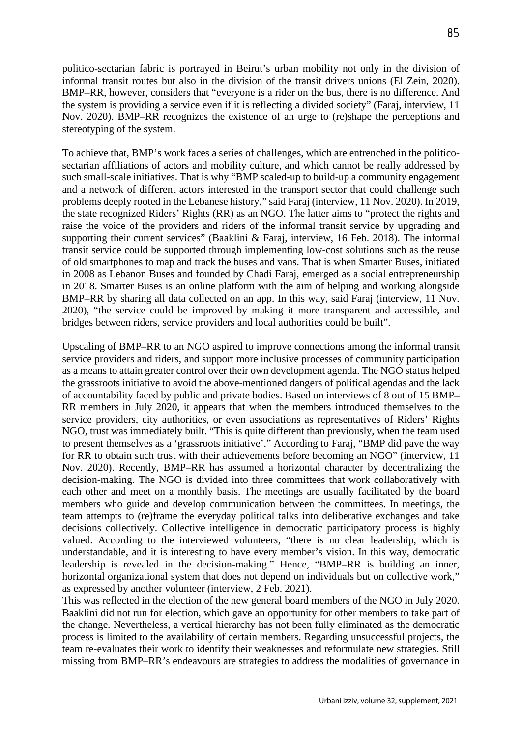politico-sectarian fabric is portrayed in Beirut's urban mobility not only in the division of informal transit routes but also in the division of the transit drivers unions (El Zein, 2020). BMP–RR, however, considers that "everyone is a rider on the bus, there is no difference. And the system is providing a service even if it is reflecting a divided society" (Faraj, interview, 11 Nov. 2020). BMP–RR recognizes the existence of an urge to (re)shape the perceptions and stereotyping of the system.

To achieve that, BMP's work faces a series of challenges, which are entrenched in the politico-sectarian affiliations of actors and mobility culture, and which cannot be really addressed by such small-scale initiatives. That is why "BMP scaled-up to build-up a community engagement and a network of different actors interested in the transport sector that could challenge such problems deeply rooted in the Lebanese history," said Faraj (interview, 11 Nov. 2020). In 2019, the state recognized Riders' Rights (RR) as an NGO. The latter aims to "protect the rights and raise the voice of the providers and riders of the informal transit service by upgrading and supporting their current services" (Baaklini & Faraj, interview, 16 Feb. 2018). The informal transit service could be supported through implementing low-cost solutions such as the reuse of old smartphones to map and track the buses and vans. That is when Smarter Buses, initiated in 2008 as Lebanon Buses and founded by Chadi Faraj, emerged as a social entrepreneurship in 2018. Smarter Buses is an online platform with the aim of helping and working alongside BMP–RR by sharing all data collected on an app. In this way, said Faraj (interview, 11 Nov. 2020), "the service could be improved by making it more transparent and accessible, and bridges between riders, service providers and local authorities could be built".

Upscaling of BMP–RR to an NGO aspired to improve connections among the informal transit service providers and riders, and support more inclusive processes of community participation as a means to attain greater control over their own development agenda. The NGO status helped the grassroots initiative to avoid the above-mentioned dangers of political agendas and the lack of accountability faced by public and private bodies. Based on interviews of 8 out of 15 BMP–RR members in July 2020, it appears that when the members introduced themselves to the service providers, city authorities, or even associations as representatives of Riders' Rights NGO, trust was immediately built. "This is quite different than previously, when the team used to present themselves as a 'grassroots initiative'." According to Faraj, "BMP did pave the way for RR to obtain such trust with their achievements before becoming an NGO" (interview, 11 Nov. 2020). Recently, BMP–RR has assumed a horizontal character by decentralizing the decision-making. The NGO is divided into three committees that work collaboratively with each other and meet on a monthly basis. The meetings are usually facilitated by the board members who guide and develop communication between the committees. In meetings, the team attempts to (re)frame the everyday political talks into deliberative exchanges and take decisions collectively. Collective intelligence in democratic participatory process is highly valued. According to the interviewed volunteers, "there is no clear leadership, which is understandable, and it is interesting to have every member's vision. In this way, democratic leadership is revealed in the decision-making." Hence, "BMP–RR is building an inner, horizontal organizational system that does not depend on individuals but on collective work," as expressed by another volunteer (interview, 2 Feb. 2021).

This was reflected in the election of the new general board members of the NGO in July 2020. Baaklini did not run for election, which gave an opportunity for other members to take part of the change. Nevertheless, a vertical hierarchy has not been fully eliminated as the democratic process is limited to the availability of certain members. Regarding unsuccessful projects, the team re-evaluates their work to identify their weaknesses and reformulate new strategies. Still missing from BMP–RR's endeavours are strategies to address the modalities of governance in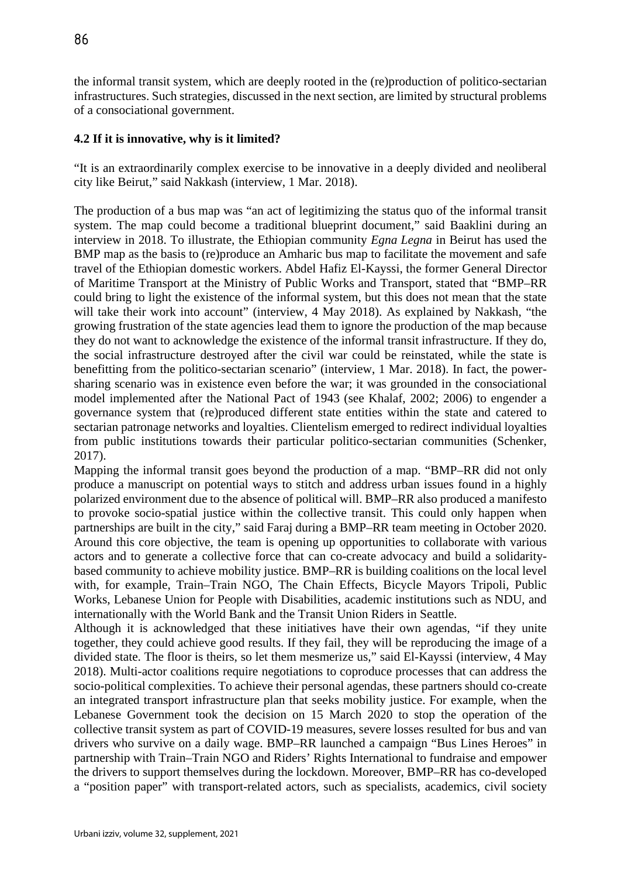the informal transit system, which are deeply rooted in the (re)production of politico-sectarian infrastructures. Such strategies, discussed in the next section, are limited by structural problems of a consociational government.

### 4.2 If it is innovative, why is it limited?

"It is an extraordinarily complex exercise to be innovative in a deeply divided and neoliberal city like Beirut," said Nakkash (interview, 1 Mar. 2018).

The production of a bus map was "an act of legitimizing the status quo of the informal transit system. The map could become a traditional blueprint document," said Baaklini during an interview in 2018. To illustrate, the Ethiopian community *Egna Legna* in Beirut has used the BMP map as the basis to (re)produce an Amharic bus map to facilitate the movement and safe travel of the Ethiopian domestic workers. Abdel Hafiz El-Kayssi, the former General Director of Maritime Transport at the Ministry of Public Works and Transport, stated that "BMP–RR could bring to light the existence of the informal system, but this does not mean that the state will take their work into account" (interview, 4 May 2018). As explained by Nakkash, "the growing frustration of the state agencies lead them to ignore the production of the map because they do not want to acknowledge the existence of the informal transit infrastructure. If they do, the social infrastructure destroyed after the civil war could be reinstated, while the state is benefitting from the politico-sectarian scenario" (interview, 1 Mar. 2018). In fact, the power-sharing scenario was in existence even before the war; it was grounded in the consociational model implemented after the National Pact of 1943 (see Khalaf, 2002; 2006) to engender a governance system that (re)produced different state entities within the state and catered to sectarian patronage networks and loyalties. Clientelism emerged to redirect individual loyalties from public institutions towards their particular politico-sectarian communities (Schenker, 2017).

Mapping the informal transit goes beyond the production of a map. "BMP–RR did not only produce a manuscript on potential ways to stitch and address urban issues found in a highly polarized environment due to the absence of political will. BMP–RR also produced a manifesto to provoke socio-spatial justice within the collective transit. This could only happen when partnerships are built in the city," said Faraj during a BMP–RR team meeting in October 2020. Around this core objective, the team is opening up opportunities to collaborate with various actors and to generate a collective force that can co-create advocacy and build a solidarity-based community to achieve mobility justice. BMP–RR is building coalitions on the local level with, for example, Train–Train NGO, The Chain Effects, Bicycle Mayors Tripoli, Public Works, Lebanese Union for People with Disabilities, academic institutions such as NDU, and internationally with the World Bank and the Transit Union Riders in Seattle.

Although it is acknowledged that these initiatives have their own agendas, "if they unite together, they could achieve good results. If they fail, they will be reproducing the image of a divided state. The floor is theirs, so let them mesmerize us," said El-Kayssi (interview, 4 May 2018). Multi-actor coalitions require negotiations to coproduce processes that can address the socio-political complexities. To achieve their personal agendas, these partners should co-create an integrated transport infrastructure plan that seeks mobility justice. For example, when the Lebanese Government took the decision on 15 March 2020 to stop the operation of the collective transit system as part of COVID-19 measures, severe losses resulted for bus and van drivers who survive on a daily wage. BMP–RR launched a campaign "Bus Lines Heroes" in partnership with Train–Train NGO and Riders' Rights International to fundraise and empower the drivers to support themselves during the lockdown. Moreover, BMP–RR has co-developed a "position paper" with transport-related actors, such as specialists, academics, civil society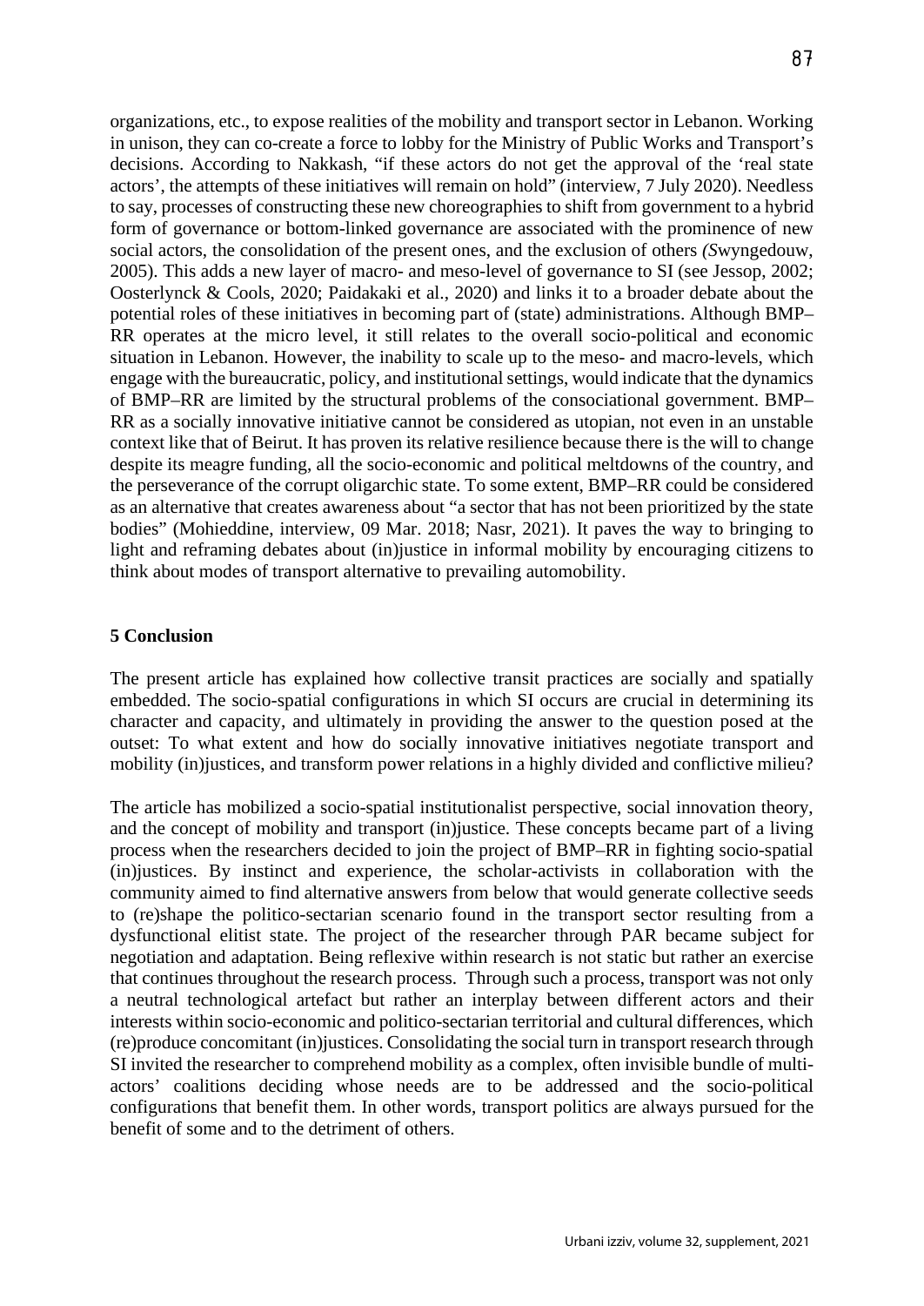organizations, etc., to expose realities of the mobility and transport sector in Lebanon. Working in unison, they can co-create a force to lobby for the Ministry of Public Works and Transport's decisions. According to Nakkash, "if these actors do not get the approval of the 'real state actors', the attempts of these initiatives will remain on hold" (interview, 7 July 2020). Needless to say, processes of constructing these new choreographies to shift from government to a hybrid form of governance or bottom-linked governance are associated with the prominence of new social actors, the consolidation of the present ones, and the exclusion of others *(*Swyngedouw, 2005). This adds a new layer of macro- and meso-level of governance to SI (see Jessop, 2002; Oosterlynck & Cools, 2020; Paidakaki et al., 2020) and links it to a broader debate about the potential roles of these initiatives in becoming part of (state) administrations. Although BMP–RR operates at the micro level, it still relates to the overall socio-political and economic situation in Lebanon. However, the inability to scale up to the meso- and macro-levels, which engage with the bureaucratic, policy, and institutional settings, would indicate that the dynamics of BMP–RR are limited by the structural problems of the consociational government. BMP–RR as a socially innovative initiative cannot be considered as utopian, not even in an unstable context like that of Beirut. It has proven its relative resilience because there is the will to change despite its meagre funding, all the socio-economic and political meltdowns of the country, and the perseverance of the corrupt oligarchic state. To some extent, BMP–RR could be considered as an alternative that creates awareness about "a sector that has not been prioritized by the state bodies" (Mohieddine, interview, 09 Mar. 2018; Nasr, 2021). It paves the way to bringing to light and reframing debates about (in)justice in informal mobility by encouraging citizens to think about modes of transport alternative to prevailing automobility.

## 5 Conclusion

The present article has explained how collective transit practices are socially and spatially embedded. The socio-spatial configurations in which SI occurs are crucial in determining its character and capacity, and ultimately in providing the answer to the question posed at the outset: To what extent and how do socially innovative initiatives negotiate transport and mobility (in)justices, and transform power relations in a highly divided and conflictive milieu?

The article has mobilized a socio-spatial institutionalist perspective, social innovation theory, and the concept of mobility and transport (in)justice. These concepts became part of a living process when the researchers decided to join the project of BMP–RR in fighting socio-spatial (in)justices. By instinct and experience, the scholar-activists in collaboration with the community aimed to find alternative answers from below that would generate collective seeds to (re)shape the politico-sectarian scenario found in the transport sector resulting from a dysfunctional elitist state. The project of the researcher through PAR became subject for negotiation and adaptation. Being reflexive within research is not static but rather an exercise that continues throughout the research process. Through such a process, transport was not only a neutral technological artefact but rather an interplay between different actors and their interests within socio-economic and politico-sectarian territorial and cultural differences, which (re)produce concomitant (in)justices. Consolidating the social turn in transport research through SI invited the researcher to comprehend mobility as a complex, often invisible bundle of multi-actors' coalitions deciding whose needs are to be addressed and the socio-political configurations that benefit them. In other words, transport politics are always pursued for the benefit of some and to the detriment of others.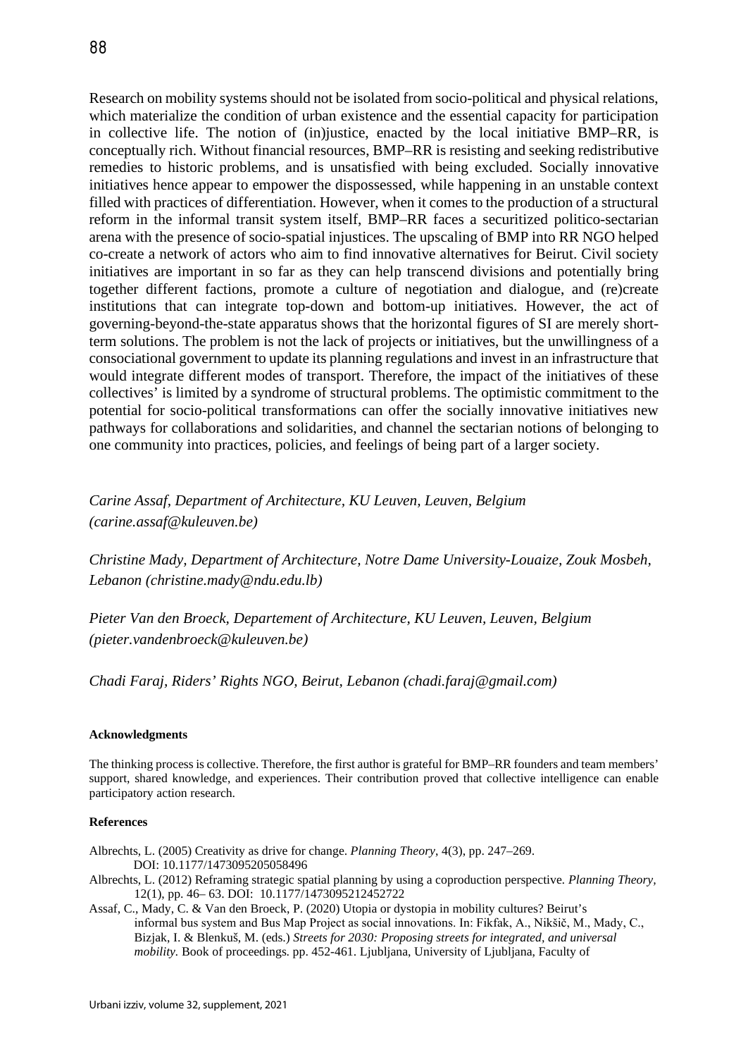Research on mobility systems should not be isolated from socio-political and physical relations, which materialize the condition of urban existence and the essential capacity for participation in collective life. The notion of (in)justice, enacted by the local initiative BMP–RR, is conceptually rich. Without financial resources, BMP–RR is resisting and seeking redistributive remedies to historic problems, and is unsatisfied with being excluded. Socially innovative initiatives hence appear to empower the dispossessed, while happening in an unstable context filled with practices of differentiation. However, when it comes to the production of a structural reform in the informal transit system itself, BMP–RR faces a securitized politico-sectarian arena with the presence of socio-spatial injustices. The upscaling of BMP into RR NGO helped co-create a network of actors who aim to find innovative alternatives for Beirut. Civil society initiatives are important in so far as they can help transcend divisions and potentially bring together different factions, promote a culture of negotiation and dialogue, and (re)create institutions that can integrate top-down and bottom-up initiatives. However, the act of governing-beyond-the-state apparatus shows that the horizontal figures of SI are merely short-term solutions. The problem is not the lack of projects or initiatives, but the unwillingness of a consociational government to update its planning regulations and invest in an infrastructure that would integrate different modes of transport. Therefore, the impact of the initiatives of these collectives' is limited by a syndrome of structural problems. The optimistic commitment to the potential for socio-political transformations can offer the socially innovative initiatives new pathways for collaborations and solidarities, and channel the sectarian notions of belonging to one community into practices, policies, and feelings of being part of a larger society.

*Carine Assaf, Department of Architecture, KU Leuven, Leuven, Belgium (carine.assaf@kuleuven.be)*

*Christine Mady, Department of Architecture, Notre Dame University-Louaize, Zouk Mosbeh, Lebanon (christine.mady@ndu.edu.lb)*

*Pieter Van den Broeck, Departement of Architecture, KU Leuven, Leuven, Belgium (pieter.vandenbroeck@kuleuven.be)*

*Chadi Faraj, Riders' Rights NGO, Beirut, Lebanon (chadi.faraj@gmail.com)*

**Acknowledgments**

The thinking process is collective. Therefore, the first author is grateful for BMP–RR founders and team members' support, shared knowledge, and experiences. Their contribution proved that collective intelligence can enable participatory action research.

**References**

Albrechts, L. (2005) Creativity as drive for change. *Planning Theory*, 4(3), pp. 247–269. DOI: 10.1177/1473095205058496

Albrechts, L. (2012) Reframing strategic spatial planning by using a coproduction perspective. *Planning Theory*, 12(1), pp. 46– 63. DOI: 10.1177/1473095212452722

Assaf, C., Mady, C. & Van den Broeck, P. (2020) Utopia or dystopia in mobility cultures? Beirut's informal bus system and Bus Map Project as social innovations. In: Fikfak, A., Nikšič, M., Mady, C., Bizjak, I. & Blenkuš, M. (eds.) *Streets for 2030: Proposing streets for integrated, and universal mobility.* Book of proceedings. pp. 452-461. Ljubljana, University of Ljubljana, Faculty of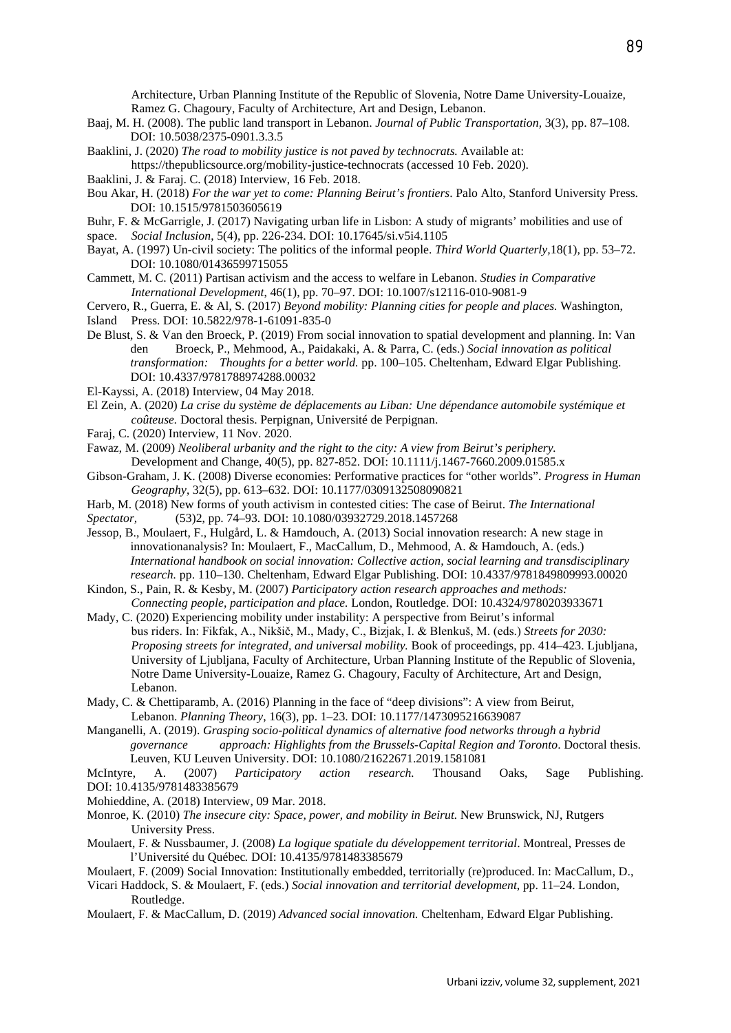Architecture, Urban Planning Institute of the Republic of Slovenia, Notre Dame University-Louaize, Ramez G. Chagoury, Faculty of Architecture, Art and Design, Lebanon.

Baaj, M. H. (2008). The public land transport in Lebanon. *Journal of Public Transportation*, 3(3), pp. 87–108. DOI: 10.5038/2375-0901.3.3.5

Baaklini, J. (2020) *The road to mobility justice is not paved by technocrats.* Available at: https://thepublicsource.org/mobility-justice-technocrats (accessed 10 Feb. 2020).

Baaklini, J. & Faraj. C. (2018) Interview, 16 Feb. 2018.

Bou Akar, H. (2018) *For the war yet to come: Planning Beirut's frontiers*. Palo Alto, Stanford University Press. DOI: 10.1515/9781503605619

Buhr, F. & McGarrigle, J. (2017) Navigating urban life in Lisbon: A study of migrants' mobilities and use of space. *Social Inclusion*, 5(4), pp. 226-234. DOI: 10.17645/si.v5i4.1105

Bayat, A. (1997) Un-civil society: The politics of the informal people. *Third World Quarterly*,18(1), pp. 53–72. DOI: 10.1080/01436599715055

Cammett, M. C. (2011) Partisan activism and the access to welfare in Lebanon. *Studies in Comparative International Development*, 46(1), pp. 70–97. DOI: 10.1007/s12116-010-9081-9

Cervero, R., Guerra, E. & Al, S. (2017) *Beyond mobility: Planning cities for people and places.* Washington, Island Press. DOI: 10.5822/978-1-61091-835-0

De Blust, S. & Van den Broeck, P. (2019) From social innovation to spatial development and planning. In: Van den Broeck, P., Mehmood, A., Paidakaki, A. & Parra, C. (eds.) *Social innovation as political transformation: Thoughts for a better world.* pp. 100–105. Cheltenham, Edward Elgar Publishing. DOI: 10.4337/9781788974288.00032

El-Kayssi, A. (2018) Interview, 04 May 2018.

El Zein, A. (2020) *La crise du système de déplacements au Liban: Une dépendance automobile systémique et coûteuse.* Doctoral thesis. Perpignan, Université de Perpignan.

Faraj, C. (2020) Interview, 11 Nov. 2020.

Fawaz, M. (2009) *Neoliberal urbanity and the right to the city: A view from Beirut's periphery.* Development and Change, 40(5), pp. 827-852. DOI: 10.1111/j.1467-7660.2009.01585.x

Gibson-Graham, J. K. (2008) Diverse economies: Performative practices for "other worlds". *Progress in Human Geography*, 32(5), pp. 613–632. DOI: 10.1177/0309132508090821

Harb, M. (2018) New forms of youth activism in contested cities: The case of Beirut. *The International Spectator*, (53)2, pp. 74–93. DOI: 10.1080/03932729.2018.1457268

Jessop, B., Moulaert, F., Hulgård, L. & Hamdouch, A. (2013) Social innovation research: A new stage in innovationanalysis? In: Moulaert, F., MacCallum, D., Mehmood, A. & Hamdouch, A. (eds.) *International handbook on social innovation: Collective action, social learning and transdisciplinary research.* pp. 110–130. Cheltenham, Edward Elgar Publishing. DOI: 10.4337/9781849809993.00020

Kindon, S., Pain, R. & Kesby, M. (2007) *Participatory action research approaches and methods: Connecting people, participation and place.* London, Routledge. DOI: 10.4324/9780203933671

Mady, C. (2020) Experiencing mobility under instability: A perspective from Beirut's informal bus riders. In: Fikfak, A., Nikšič, M., Mady, C., Bizjak, I. & Blenkuš, M. (eds.) *Streets for 2030: Proposing streets for integrated, and universal mobility.* Book of proceedings, pp. 414–423. Ljubljana, University of Ljubljana, Faculty of Architecture, Urban Planning Institute of the Republic of Slovenia, Notre Dame University-Louaize, Ramez G. Chagoury, Faculty of Architecture, Art and Design, Lebanon.

Mady, C. & Chettiparamb, A. (2016) Planning in the face of "deep divisions": A view from Beirut, Lebanon. *Planning Theory*, 16(3), pp. 1–23. DOI: 10.1177/1473095216639087

Manganelli, A. (2019). *Grasping socio-political dynamics of alternative food networks through a hybrid governance approach: Highlights from the Brussels-Capital Region and Toronto*. Doctoral thesis. Leuven, KU Leuven University. DOI: 10.1080/21622671.2019.1581081

McIntyre, A. (2007) *Participatory action research.* Thousand Oaks, Sage Publishing. DOI: 10.4135/9781483385679

Mohieddine, A. (2018) Interview, 09 Mar. 2018.

Monroe, K. (2010) *The insecure city: Space, power, and mobility in Beirut.* New Brunswick, NJ, Rutgers University Press.

Moulaert, F. & Nussbaumer, J. (2008) *La logique spatiale du développement territorial*. Montreal, Presses de l'Université du Québec*.* DOI: 10.4135/9781483385679

Moulaert, F. (2009) Social Innovation: Institutionally embedded, territorially (re)produced. In: MacCallum, D., Vicari Haddock, S. & Moulaert, F. (eds.) *Social innovation and territorial development*, pp. 11–24. London, Routledge.

Moulaert, F. & MacCallum, D. (2019) *Advanced social innovation.* Cheltenham, Edward Elgar Publishing.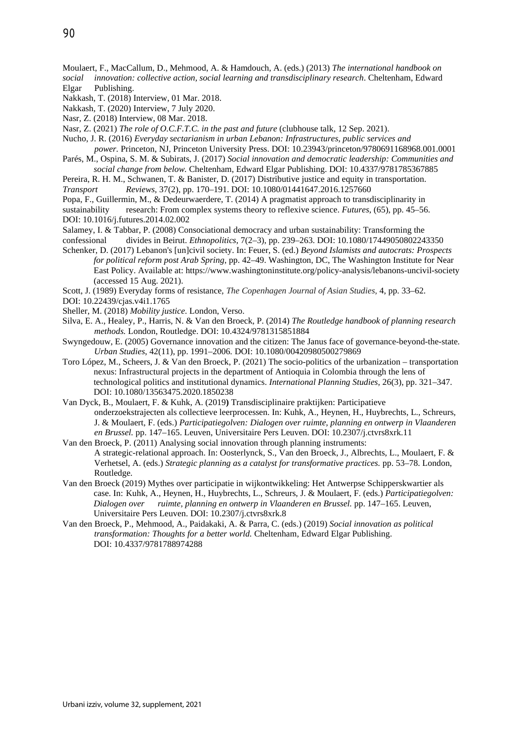Moulaert, F., MacCallum, D., Mehmood, A. & Hamdouch, A. (eds.) (2013) *The international handbook on social innovation: collective action, social learning and transdisciplinary research*. Cheltenham, Edward Elgar Publishing.

Nakkash, T. (2018) Interview, 01 Mar. 2018.

Nakkash, T. (2020) Interview, 7 July 2020.

Nasr, Z. (2018) Interview, 08 Mar. 2018.

Nasr, Z. (2021) *The role of O.C.F.T.C. in the past and future* (clubhouse talk, 12 Sep. 2021).

Nucho, J. R. (2016) *Everyday sectarianism in urban Lebanon: Infrastructures, public services and power.* Princeton, NJ, Princeton University Press. DOI: 10.23943/princeton/9780691168968.001.0001

Parés, M., Ospina, S. M. & Subirats, J. (2017) *Social innovation and democratic leadership: Communities and social change from below.* Cheltenham, Edward Elgar Publishing. DOI: 10.4337/9781785367885

Pereira, R. H. M., Schwanen, T. & Banister, D. (2017) Distributive justice and equity in transportation. *Transport Reviews,* 37(2), pp. 170–191. DOI: 10.1080/01441647.2016.1257660

Popa, F., Guillermin, M., & Dedeurwaerdere, T. (2014) A pragmatist approach to transdisciplinarity in sustainability research: From complex systems theory to reflexive science. *Futures*, (65), pp. 45–56. DOI: 10.1016/j.futures.2014.02.002

Salamey, I. & Tabbar, P. (2008) Consociational democracy and urban sustainability: Transforming the confessional divides in Beirut. *Ethnopolitics*, 7(2–3), pp. 239–263. DOI: 10.1080/17449050802243350

Schenker, D. (2017) Lebanon's [un]civil society. In: Feuer, S. (ed.) *Beyond Islamists and autocrats: Prospects for political reform post Arab Spring*, pp. 42–49. Washington, DC, The Washington Institute for Near East Policy. Available at: https://www.washingtoninstitute.org/policy-analysis/lebanons-uncivil-society (accessed 15 Aug. 2021).

Scott, J. (1989) Everyday forms of resistance, *The Copenhagen Journal of Asian Studies*, 4, pp. 33–62. DOI: 10.22439/cjas.v4i1.1765

Sheller, M. (2018) *Mobility justice.* London, Verso.

Silva, E. A., Healey, P., Harris, N. & Van den Broeck, P. (2014) *The Routledge handbook of planning research methods.* London, Routledge. DOI: 10.4324/9781315851884

Swyngedouw, E. (2005) Governance innovation and the citizen: The Janus face of governance-beyond-the-state. *Urban Studies*, 42(11), pp. 1991–2006. DOI: 10.1080/00420980500279869

Toro López, M., Scheers, J. & Van den Broeck, P. (2021) The socio-politics of the urbanization – transportation nexus: Infrastructural projects in the department of Antioquia in Colombia through the lens of technological politics and institutional dynamics. *International Planning Studies,* 26(3), pp. 321–347. DOI: 10.1080/13563475.2020.1850238

Van Dyck, B., Moulaert, F. & Kuhk, A. (2019**)** Transdisciplinaire praktijken: Participatieve onderzoekstrajecten als collectieve leerprocessen. In: Kuhk, A., Heynen, H., Huybrechts, L., Schreurs, J. & Moulaert, F. (eds.) *Participatiegolven: Dialogen over ruimte, planning en ontwerp in Vlaanderen en Brussel.* pp. 147–165. Leuven, Universitaire Pers Leuven. DOI: 10.2307/j.ctvrs8xrk.11

Van den Broeck, P. (2011) Analysing social innovation through planning instruments: A strategic-relational approach. In: Oosterlynck, S., Van den Broeck, J., Albrechts, L., Moulaert, F. & Verhetsel, A. (eds.) *Strategic planning as a catalyst for transformative practices.* pp. 53–78. London, Routledge.

Van den Broeck (2019) Mythes over participatie in wijkontwikkeling: Het Antwerpse Schipperskwartier als case. In: Kuhk, A., Heynen, H., Huybrechts, L., Schreurs, J. & Moulaert, F. (eds.) *Participatiegolven: Dialogen over ruimte, planning en ontwerp in Vlaanderen en Brussel.* pp. 147–165. Leuven, Universitaire Pers Leuven. DOI: 10.2307/j.ctvrs8xrk.8

Van den Broeck, P., Mehmood, A., Paidakaki, A. & Parra, C. (eds.) (2019) *Social innovation as political transformation: Thoughts for a better world.* Cheltenham, Edward Elgar Publishing. DOI: 10.4337/9781788974288